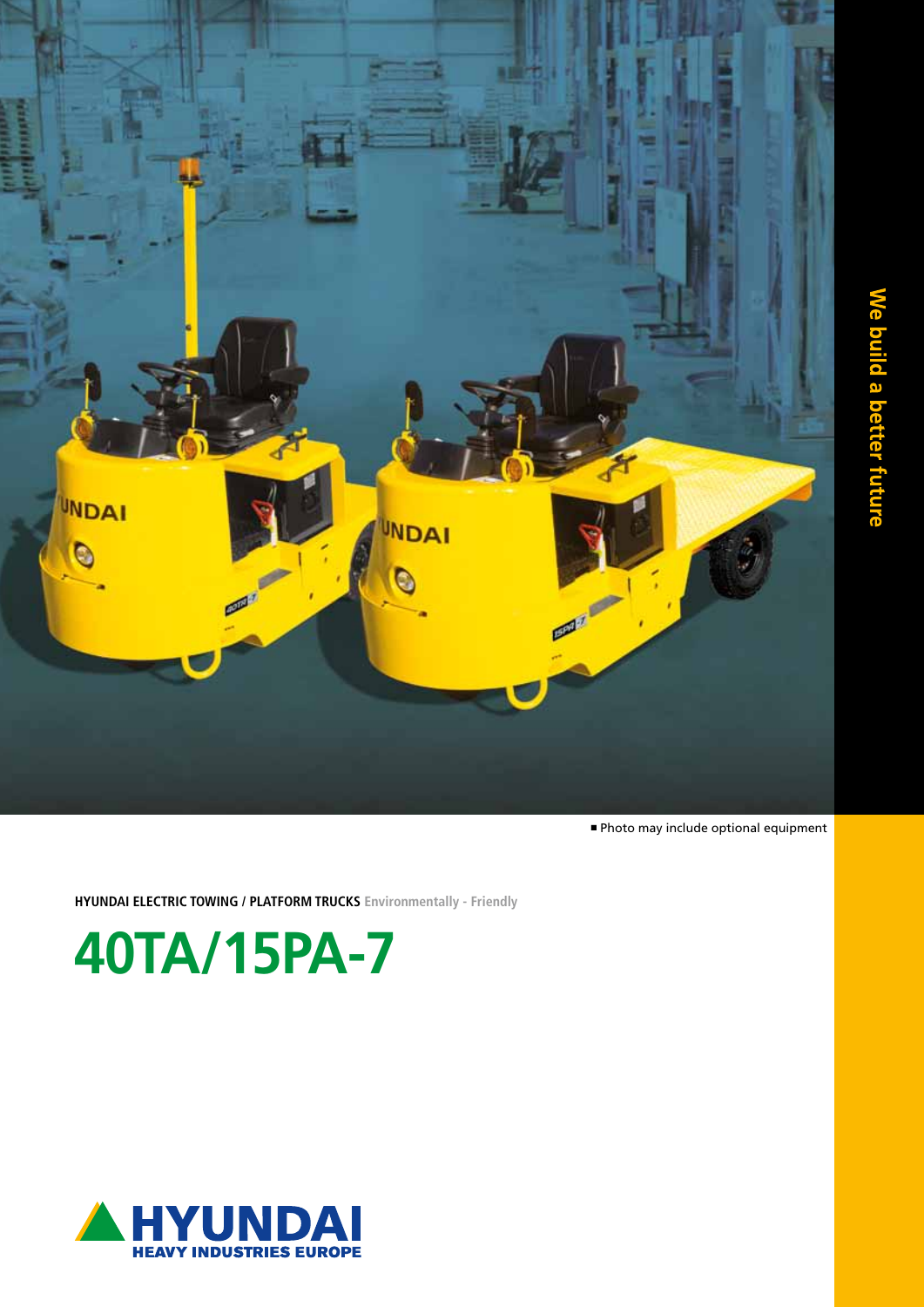We build a better future

■ Photo may include optional equipment

**HYUNDAI ELECTRIC TOWING / PLATFORM TRUCKS** Environmentally - Friendly

# 40TA/15PA-7

HYUNDAI
HEAVY INDUSTRIES EUROPE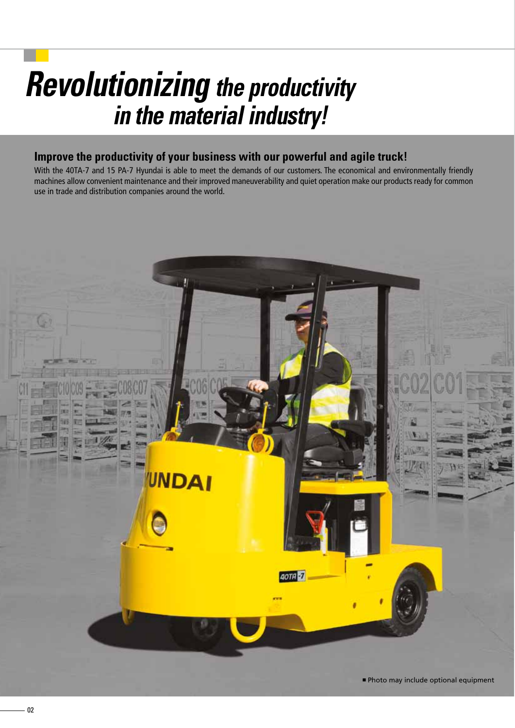# *Revolutionizing the productivity in the material industry!*

## Improve the productivity of your business with our powerful and agile truck!

With the 40TA-7 and 15 PA-7 Hyundai is able to meet the demands of our customers. The economical and environmentally friendly machines allow convenient maintenance and their improved maneuverability and quiet operation make our products ready for common use in trade and distribution companies around the world.

■ Photo may include optional equipment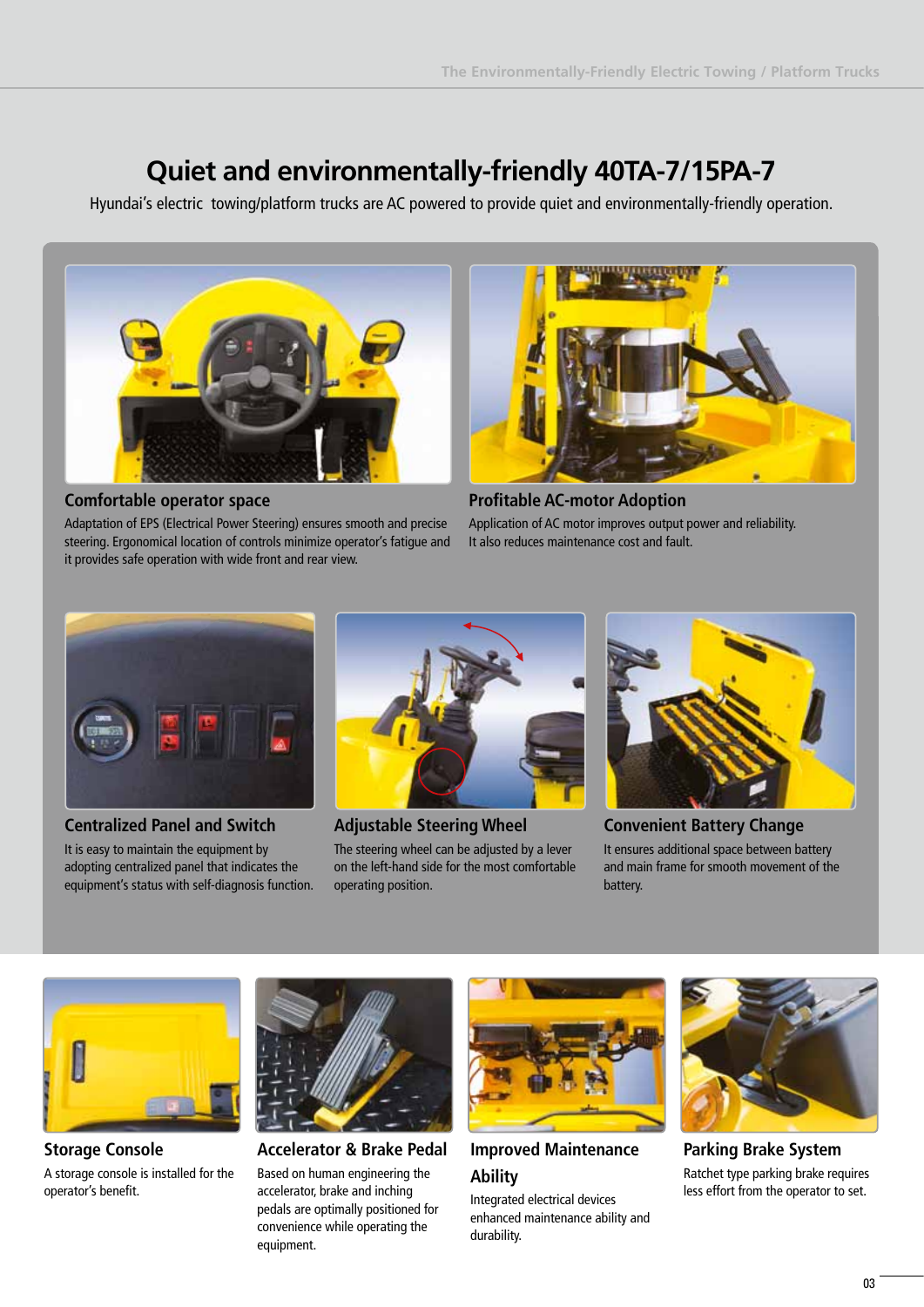# Quiet and environmentally-friendly 40TA-7/15PA-7

Hyundai's electric towing/platform trucks are AC powered to provide quiet and environmentally-friendly operation.

## Comfortable operator space

Adaptation of EPS (Electrical Power Steering) ensures smooth and precise steering. Ergonomical location of controls minimize operator's fatigue and it provides safe operation with wide front and rear view.

## Profitable AC-motor Adoption

Application of AC motor improves output power and reliability. It also reduces maintenance cost and fault.

## Centralized Panel and Switch

It is easy to maintain the equipment by adopting centralized panel that indicates the equipment's status with self-diagnosis function.

## Adjustable Steering Wheel

The steering wheel can be adjusted by a lever on the left-hand side for the most comfortable operating position.

## Convenient Battery Change

It ensures additional space between battery and main frame for smooth movement of the battery.

## Storage Console

A storage console is installed for the operator's benefit.

## Accelerator & Brake Pedal

Based on human engineering the accelerator, brake and inching pedals are optimally positioned for convenience while operating the equipment.

## Improved Maintenance Ability

Integrated electrical devices enhanced maintenance ability and durability.

## Parking Brake System

Ratchet type parking brake requires less effort from the operator to set.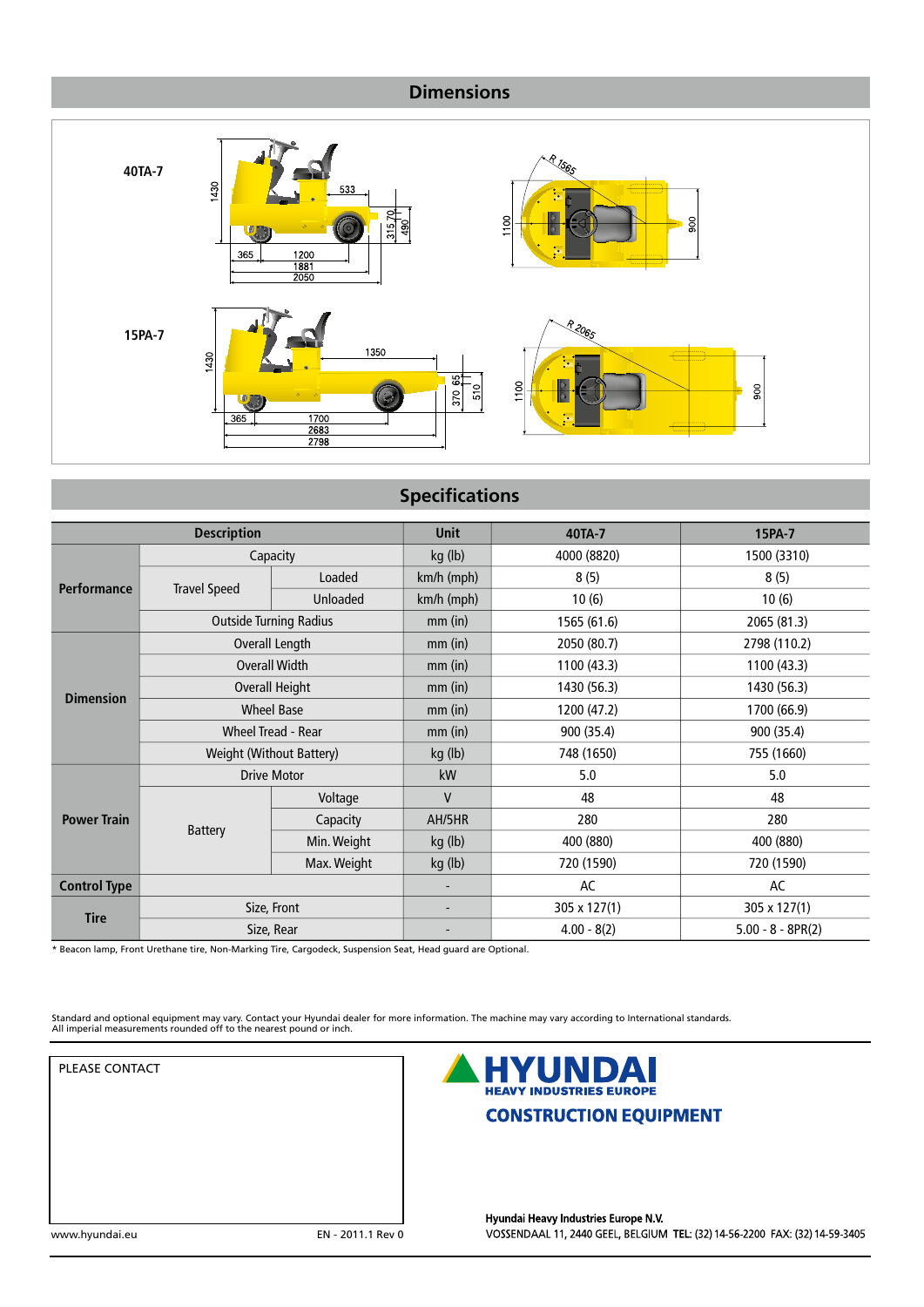## Dimensions

40TA-7

1430
533
315 70
490
365
1200
1881
2050
R 1565
1100
900

15PA-7

1430
1350
370 65
510
365
1700
2683
2798
R 2065
1100
900

## Specifications

| Description | | | Unit | 40TA-7 | 15PA-7 |
|---|---|---|---|---|---|
| **Performance** | Capacity | | kg (lb) | 4000 (8820) | 1500 (3310) |
| | Travel Speed | Loaded | km/h (mph) | 8 (5) | 8 (5) |
| | | Unloaded | km/h (mph) | 10 (6) | 10 (6) |
| | Outside Turning Radius | | mm (in) | 1565 (61.6) | 2065 (81.3) |
| **Dimension** | Overall Length | | mm (in) | 2050 (80.7) | 2798 (110.2) |
| | Overall Width | | mm (in) | 1100 (43.3) | 1100 (43.3) |
| | Overall Height | | mm (in) | 1430 (56.3) | 1430 (56.3) |
| | Wheel Base | | mm (in) | 1200 (47.2) | 1700 (66.9) |
| | Wheel Tread - Rear | | mm (in) | 900 (35.4) | 900 (35.4) |
| | Weight (Without Battery) | | kg (lb) | 748 (1650) | 755 (1660) |
| **Power Train** | Drive Motor | | kW | 5.0 | 5.0 |
| | Battery | Voltage | V | 48 | 48 |
| | | Capacity | AH/5HR | 280 | 280 |
| | | Min. Weight | kg (lb) | 400 (880) | 400 (880) |
| | | Max. Weight | kg (lb) | 720 (1590) | 720 (1590) |
| **Control Type** | | | - | AC | AC |
| **Tire** | Size, Front | | - | 305 x 127(1) | 305 x 127(1) |
| | Size, Rear | | - | 4.00 - 8(2) | 5.00 - 8 - 8PR(2) |

* Beacon lamp, Front Urethane tire, Non-Marking Tire, Cargodeck, Suspension Seat, Head guard are Optional.

Standard and optional equipment may vary. Contact your Hyundai dealer for more information. The machine may vary according to International standards.
All imperial measurements rounded off to the nearest pound or inch.

PLEASE CONTACT

www.hyundai.eu

EN - 2011.1 Rev 0

**HYUNDAI**
**HEAVY INDUSTRIES EUROPE**
**CONSTRUCTION EQUIPMENT**

**Hyundai Heavy Industries Europe N.V.**
VOSSENDAAL 11, 2440 GEEL, BELGIUM **TEL:** (32) 14-56-2200 **FAX:** (32) 14-59-3405